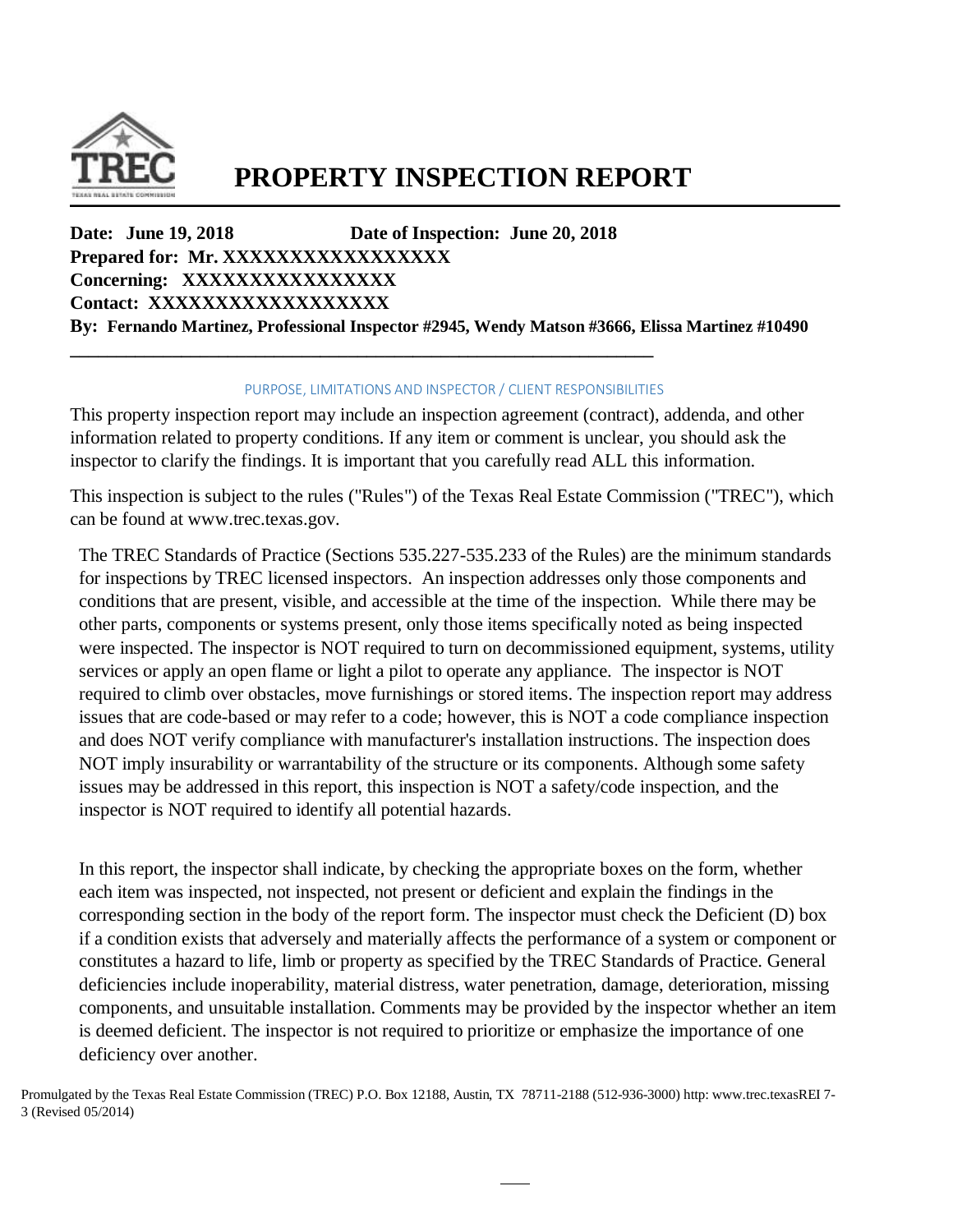# PROPERTY INSPECTION REPORT

**Date: June 19, 2018** **Date of Inspection: June 20, 2018**
**Prepared for: Mr. XXXXXXXXXXXXXXXXX**
**Concerning: XXXXXXXXXXXXXXXX**
**Contact: XXXXXXXXXXXXXXXXXX**
**By: Fernando Martinez, Professional Inspector #2945, Wendy Matson #3666, Elissa Martinez #10490**

---

## PURPOSE, LIMITATIONS AND INSPECTOR / CLIENT RESPONSIBILITIES

This property inspection report may include an inspection agreement (contract), addenda, and other information related to property conditions. If any item or comment is unclear, you should ask the inspector to clarify the findings. It is important that you carefully read ALL this information.

This inspection is subject to the rules ("Rules") of the Texas Real Estate Commission ("TREC"), which can be found at www.trec.texas.gov.

The TREC Standards of Practice (Sections 535.227-535.233 of the Rules) are the minimum standards for inspections by TREC licensed inspectors. An inspection addresses only those components and conditions that are present, visible, and accessible at the time of the inspection. While there may be other parts, components or systems present, only those items specifically noted as being inspected were inspected. The inspector is NOT required to turn on decommissioned equipment, systems, utility services or apply an open flame or light a pilot to operate any appliance. The inspector is NOT required to climb over obstacles, move furnishings or stored items. The inspection report may address issues that are code-based or may refer to a code; however, this is NOT a code compliance inspection and does NOT verify compliance with manufacturer's installation instructions. The inspection does NOT imply insurability or warrantability of the structure or its components. Although some safety issues may be addressed in this report, this inspection is NOT a safety/code inspection, and the inspector is NOT required to identify all potential hazards.

In this report, the inspector shall indicate, by checking the appropriate boxes on the form, whether each item was inspected, not inspected, not present or deficient and explain the findings in the corresponding section in the body of the report form. The inspector must check the Deficient (D) box if a condition exists that adversely and materially affects the performance of a system or component or constitutes a hazard to life, limb or property as specified by the TREC Standards of Practice. General deficiencies include inoperability, material distress, water penetration, damage, deterioration, missing components, and unsuitable installation. Comments may be provided by the inspector whether an item is deemed deficient. The inspector is not required to prioritize or emphasize the importance of one deficiency over another.

Promulgated by the Texas Real Estate Commission (TREC) P.O. Box 12188, Austin, TX 78711-2188 (512-936-3000) http: www.trec.texasREI 7-3 (Revised 05/2014)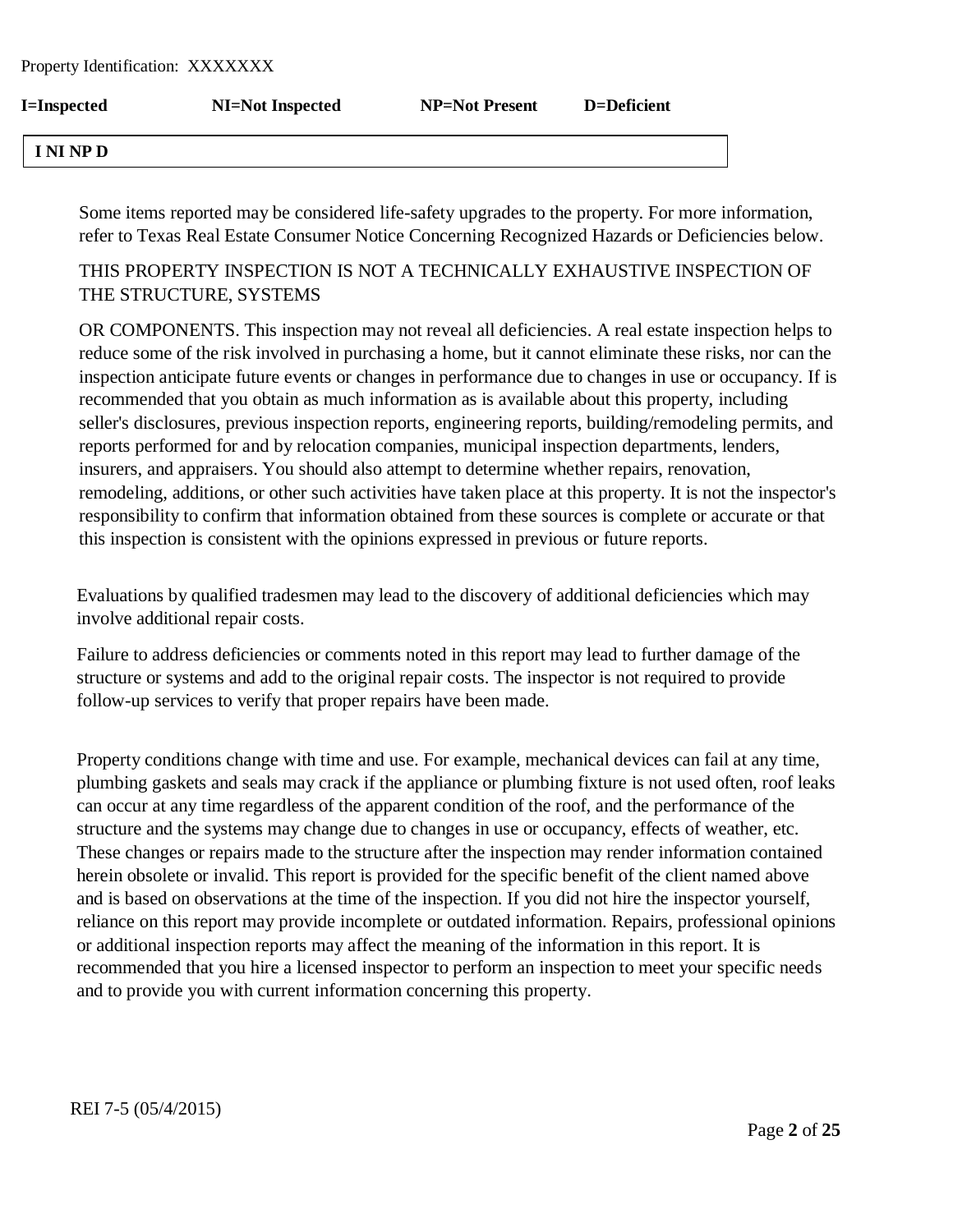Property Identification: XXXXXXX

**I=Inspected** **NI=Not Inspected** **NP=Not Present** **D=Deficient**

| **I NI NP D** |
|---|

Some items reported may be considered life-safety upgrades to the property. For more information, refer to Texas Real Estate Consumer Notice Concerning Recognized Hazards or Deficiencies below.

THIS PROPERTY INSPECTION IS NOT A TECHNICALLY EXHAUSTIVE INSPECTION OF THE STRUCTURE, SYSTEMS

OR COMPONENTS. This inspection may not reveal all deficiencies. A real estate inspection helps to reduce some of the risk involved in purchasing a home, but it cannot eliminate these risks, nor can the inspection anticipate future events or changes in performance due to changes in use or occupancy. If is recommended that you obtain as much information as is available about this property, including seller's disclosures, previous inspection reports, engineering reports, building/remodeling permits, and reports performed for and by relocation companies, municipal inspection departments, lenders, insurers, and appraisers. You should also attempt to determine whether repairs, renovation, remodeling, additions, or other such activities have taken place at this property. It is not the inspector's responsibility to confirm that information obtained from these sources is complete or accurate or that this inspection is consistent with the opinions expressed in previous or future reports.

Evaluations by qualified tradesmen may lead to the discovery of additional deficiencies which may involve additional repair costs.

Failure to address deficiencies or comments noted in this report may lead to further damage of the structure or systems and add to the original repair costs. The inspector is not required to provide follow-up services to verify that proper repairs have been made.

Property conditions change with time and use. For example, mechanical devices can fail at any time, plumbing gaskets and seals may crack if the appliance or plumbing fixture is not used often, roof leaks can occur at any time regardless of the apparent condition of the roof, and the performance of the structure and the systems may change due to changes in use or occupancy, effects of weather, etc. These changes or repairs made to the structure after the inspection may render information contained herein obsolete or invalid. This report is provided for the specific benefit of the client named above and is based on observations at the time of the inspection. If you did not hire the inspector yourself, reliance on this report may provide incomplete or outdated information. Repairs, professional opinions or additional inspection reports may affect the meaning of the information in this report. It is recommended that you hire a licensed inspector to perform an inspection to meet your specific needs and to provide you with current information concerning this property.

REI 7-5 (05/4/2015)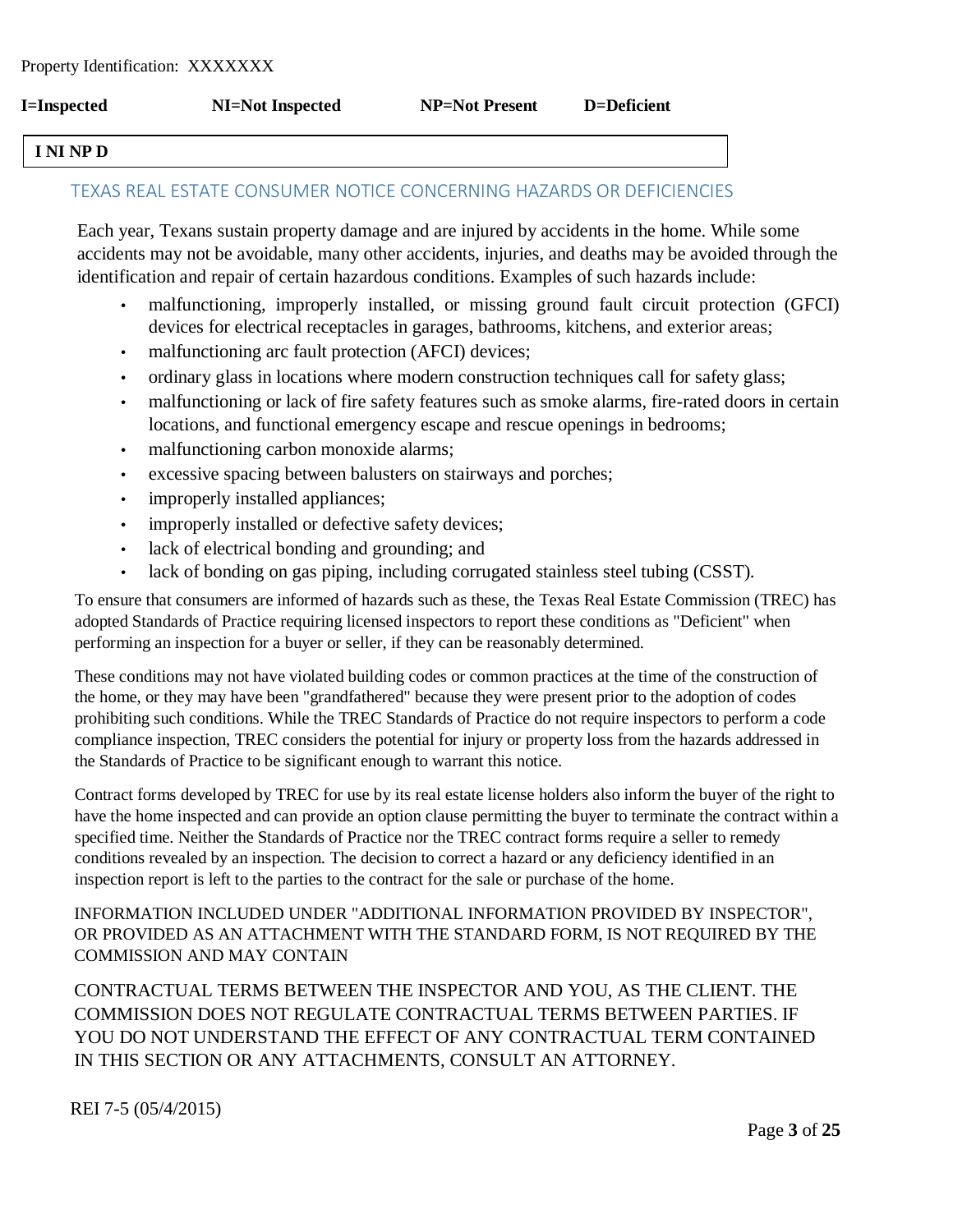Property Identification: XXXXXXX

**I=Inspected** **NI=Not Inspected** **NP=Not Present** **D=Deficient**

| **I NI NP D** |
|---|

## TEXAS REAL ESTATE CONSUMER NOTICE CONCERNING HAZARDS OR DEFICIENCIES

Each year, Texans sustain property damage and are injured by accidents in the home. While some accidents may not be avoidable, many other accidents, injuries, and deaths may be avoided through the identification and repair of certain hazardous conditions. Examples of such hazards include:

- malfunctioning, improperly installed, or missing ground fault circuit protection (GFCI) devices for electrical receptacles in garages, bathrooms, kitchens, and exterior areas;
- malfunctioning arc fault protection (AFCI) devices;
- ordinary glass in locations where modern construction techniques call for safety glass;
- malfunctioning or lack of fire safety features such as smoke alarms, fire-rated doors in certain locations, and functional emergency escape and rescue openings in bedrooms;
- malfunctioning carbon monoxide alarms;
- excessive spacing between balusters on stairways and porches;
- improperly installed appliances;
- improperly installed or defective safety devices;
- lack of electrical bonding and grounding; and
- lack of bonding on gas piping, including corrugated stainless steel tubing (CSST).

To ensure that consumers are informed of hazards such as these, the Texas Real Estate Commission (TREC) has adopted Standards of Practice requiring licensed inspectors to report these conditions as "Deficient" when performing an inspection for a buyer or seller, if they can be reasonably determined.

These conditions may not have violated building codes or common practices at the time of the construction of the home, or they may have been "grandfathered" because they were present prior to the adoption of codes prohibiting such conditions. While the TREC Standards of Practice do not require inspectors to perform a code compliance inspection, TREC considers the potential for injury or property loss from the hazards addressed in the Standards of Practice to be significant enough to warrant this notice.

Contract forms developed by TREC for use by its real estate license holders also inform the buyer of the right to have the home inspected and can provide an option clause permitting the buyer to terminate the contract within a specified time. Neither the Standards of Practice nor the TREC contract forms require a seller to remedy conditions revealed by an inspection. The decision to correct a hazard or any deficiency identified in an inspection report is left to the parties to the contract for the sale or purchase of the home.

INFORMATION INCLUDED UNDER "ADDITIONAL INFORMATION PROVIDED BY INSPECTOR", OR PROVIDED AS AN ATTACHMENT WITH THE STANDARD FORM, IS NOT REQUIRED BY THE COMMISSION AND MAY CONTAIN

CONTRACTUAL TERMS BETWEEN THE INSPECTOR AND YOU, AS THE CLIENT. THE COMMISSION DOES NOT REGULATE CONTRACTUAL TERMS BETWEEN PARTIES. IF YOU DO NOT UNDERSTAND THE EFFECT OF ANY CONTRACTUAL TERM CONTAINED IN THIS SECTION OR ANY ATTACHMENTS, CONSULT AN ATTORNEY.

REI 7-5 (05/4/2015)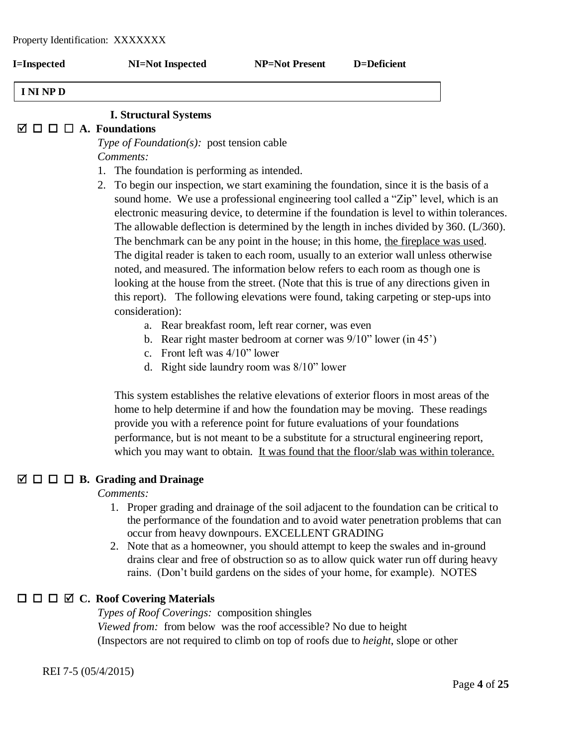Property Identification: XXXXXXX

**I=Inspected** **NI=Not Inspected** **NP=Not Present** **D=Deficient**

**I NI NP D**

## I. Structural Systems

☑ ☐ ☐ ☐ **A. Foundations**

*Type of Foundation(s):* post tension cable

*Comments:*

1. The foundation is performing as intended.
2. To begin our inspection, we start examining the foundation, since it is the basis of a sound home. We use a professional engineering tool called a "Zip" level, which is an electronic measuring device, to determine if the foundation is level to within tolerances. The allowable deflection is determined by the length in inches divided by 360. (L/360). The benchmark can be any point in the house; in this home, <u>the fireplace was used</u>. The digital reader is taken to each room, usually to an exterior wall unless otherwise noted, and measured. The information below refers to each room as though one is looking at the house from the street. (Note that this is true of any directions given in this report). The following elevations were found, taking carpeting or step-ups into consideration):
   a. Rear breakfast room, left rear corner, was even
   b. Rear right master bedroom at corner was 9/10" lower (in 45')
   c. Front left was 4/10" lower
   d. Right side laundry room was 8/10" lower

   This system establishes the relative elevations of exterior floors in most areas of the home to help determine if and how the foundation may be moving. These readings provide you with a reference point for future evaluations of your foundations performance, but is not meant to be a substitute for a structural engineering report, which you may want to obtain. <u>It was found that the floor/slab was within tolerance.</u>

☑ ☐ ☐ ☐ **B. Grading and Drainage**

*Comments:*

1. Proper grading and drainage of the soil adjacent to the foundation can be critical to the performance of the foundation and to avoid water penetration problems that can occur from heavy downpours. EXCELLENT GRADING
2. Note that as a homeowner, you should attempt to keep the swales and in-ground drains clear and free of obstruction so as to allow quick water run off during heavy rains. (Don't build gardens on the sides of your home, for example). NOTES

☐ ☐ ☐ ☑ **C. Roof Covering Materials**

*Types of Roof Coverings:* composition shingles

*Viewed from:* from below was the roof accessible? No due to height

(Inspectors are not required to climb on top of roofs due to *height*, slope or other

REI 7-5 (05/4/2015)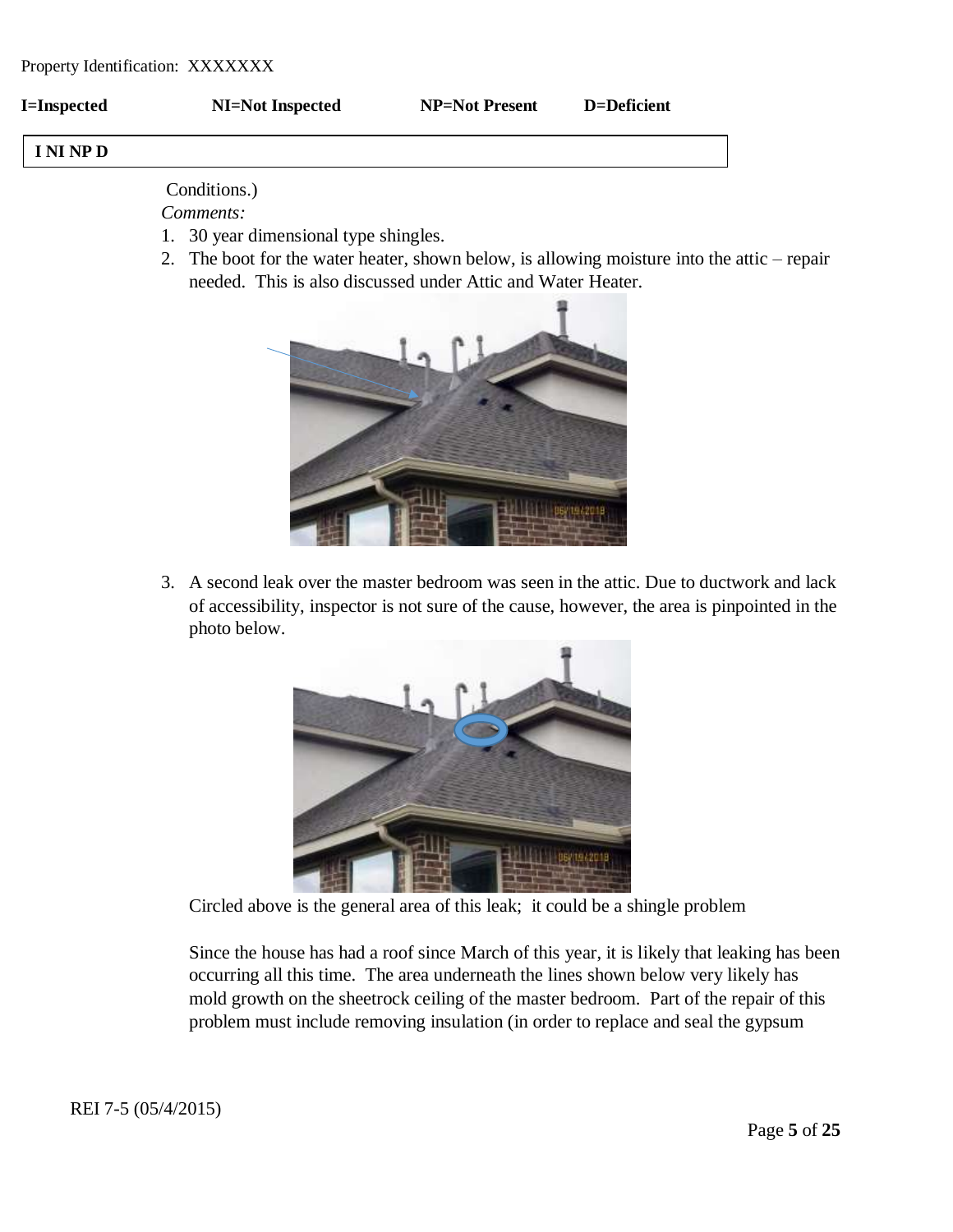Property Identification: XXXXXXX

**I=Inspected** **NI=Not Inspected** **NP=Not Present** **D=Deficient**

| I NI NP D |
|---|

Conditions.)

*Comments:*

1. 30 year dimensional type shingles.
2. The boot for the water heater, shown below, is allowing moisture into the attic – repair needed. This is also discussed under Attic and Water Heater.

3. A second leak over the master bedroom was seen in the attic. Due to ductwork and lack of accessibility, inspector is not sure of the cause, however, the area is pinpointed in the photo below.

   Circled above is the general area of this leak; it could be a shingle problem

   Since the house has had a roof since March of this year, it is likely that leaking has been occurring all this time. The area underneath the lines shown below very likely has mold growth on the sheetrock ceiling of the master bedroom. Part of the repair of this problem must include removing insulation (in order to replace and seal the gypsum

REI 7-5 (05/4/2015)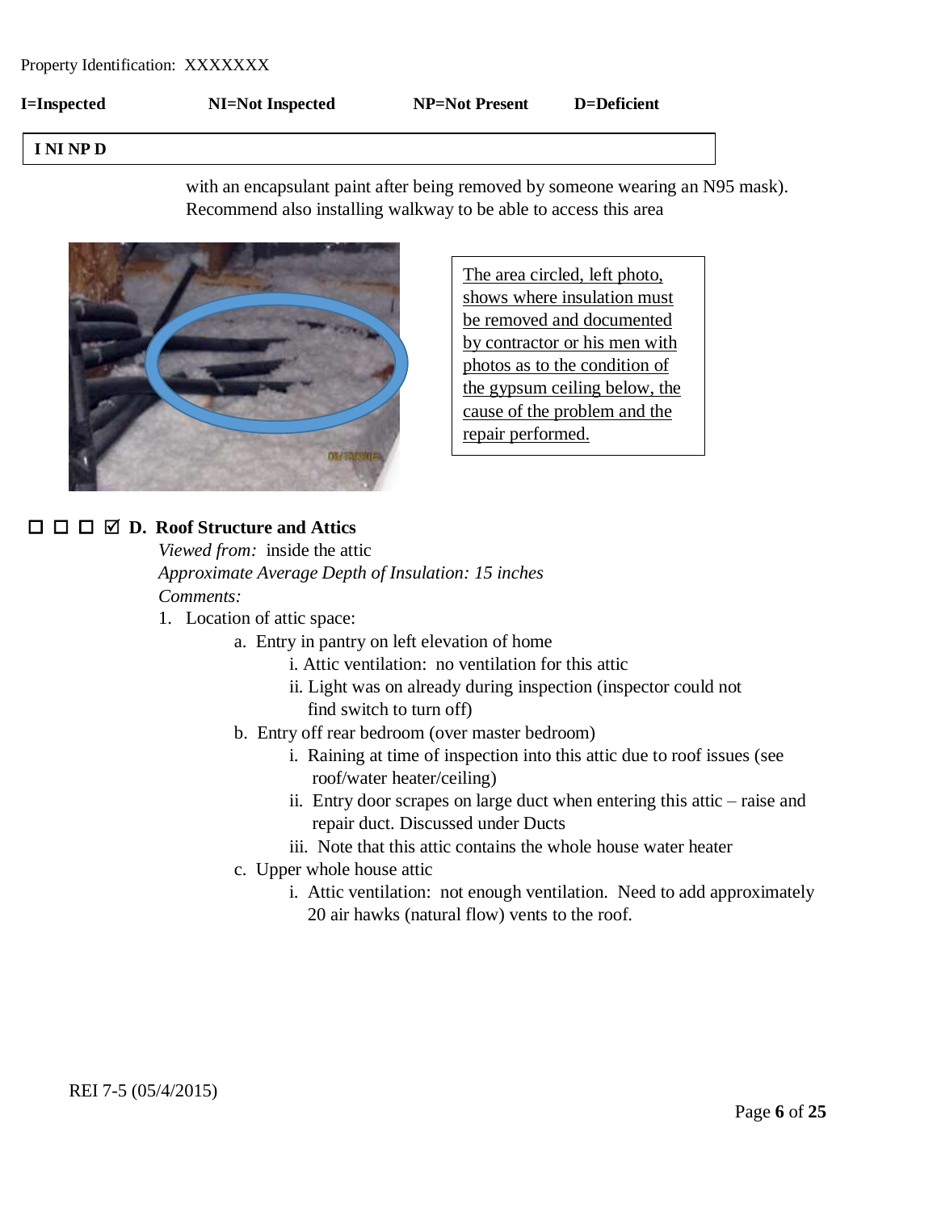Property Identification: XXXXXXX

**I=Inspected** **NI=Not Inspected** **NP=Not Present** **D=Deficient**

**I NI NP D**

with an encapsulant paint after being removed by someone wearing an N95 mask). Recommend also installing walkway to be able to access this area

The area circled, left photo, shows where insulation must be removed and documented by contractor or his men with photos as to the condition of the gypsum ceiling below, the cause of the problem and the repair performed.

☐ ☐ ☐ ☑ **D. Roof Structure and Attics**

*Viewed from:* inside the attic

*Approximate Average Depth of Insulation: 15 inches*

*Comments:*

1. Location of attic space:
   - a. Entry in pantry on left elevation of home
     - i. Attic ventilation: no ventilation for this attic
     - ii. Light was on already during inspection (inspector could not find switch to turn off)
   - b. Entry off rear bedroom (over master bedroom)
     - i. Raining at time of inspection into this attic due to roof issues (see roof/water heater/ceiling)
     - ii. Entry door scrapes on large duct when entering this attic – raise and repair duct. Discussed under Ducts
     - iii. Note that this attic contains the whole house water heater
   - c. Upper whole house attic
     - i. Attic ventilation: not enough ventilation. Need to add approximately 20 air hawks (natural flow) vents to the roof.

REI 7-5 (05/4/2015)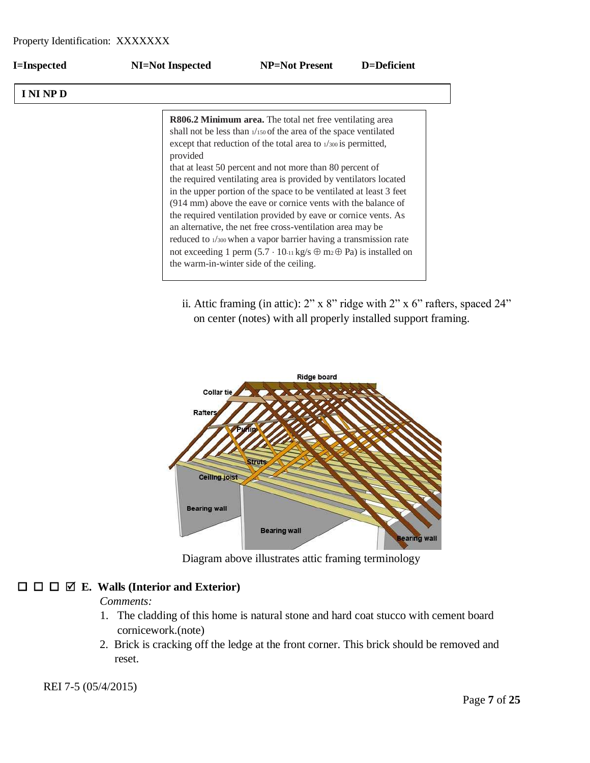Property Identification: XXXXXXX

**I=Inspected** **NI=Not Inspected** **NP=Not Present** **D=Deficient**

**I NI NP D**

> **R806.2 Minimum area.** The total net free ventilating area shall not be less than 1/150 of the area of the space ventilated except that reduction of the total area to 1/300 is permitted, provided
> that at least 50 percent and not more than 80 percent of the required ventilating area is provided by ventilators located in the upper portion of the space to be ventilated at least 3 feet (914 mm) above the eave or cornice vents with the balance of the required ventilation provided by eave or cornice vents. As an alternative, the net free cross-ventilation area may be reduced to 1/300 when a vapor barrier having a transmission rate not exceeding 1 perm ($5.7 \cdot 10^{-11}$ kg/s ⊕ $m^2$ ⊕ Pa) is installed on the warm-in-winter side of the ceiling.

ii. Attic framing (in attic): 2" x 8" ridge with 2" x 6" rafters, spaced 24" on center (notes) with all properly installed support framing.

Diagram above illustrates attic framing terminology

☐ ☐ ☐ ☑ **E. Walls (Interior and Exterior)**

*Comments:*

1. The cladding of this home is natural stone and hard coat stucco with cement board cornicework.(note)
2. Brick is cracking off the ledge at the front corner. This brick should be removed and reset.

REI 7-5 (05/4/2015)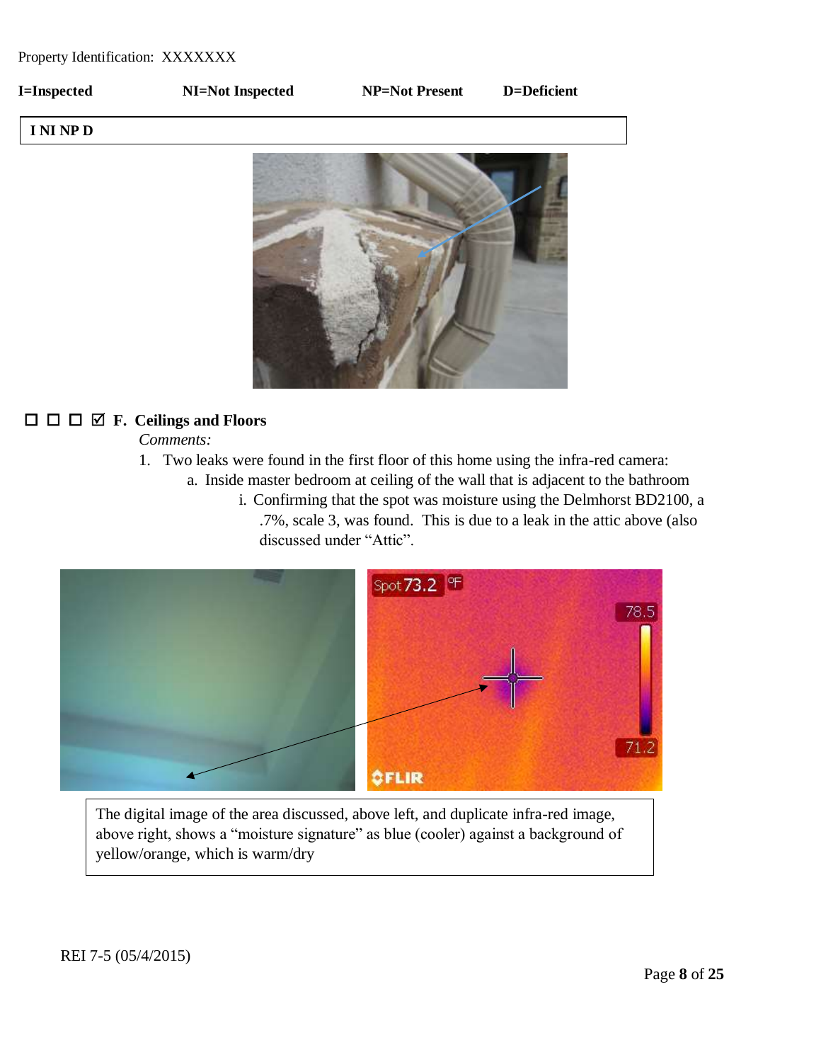Property Identification: XXXXXXX

**I=Inspected** **NI=Not Inspected** **NP=Not Present** **D=Deficient**

**I NI NP D**

☐ ☐ ☐ ☑ **F. Ceilings and Floors**

*Comments:*

1. Two leaks were found in the first floor of this home using the infra-red camera:
   a. Inside master bedroom at ceiling of the wall that is adjacent to the bathroom
      i. Confirming that the spot was moisture using the Delmhorst BD2100, a .7%, scale 3, was found. This is due to a leak in the attic above (also discussed under "Attic".

The digital image of the area discussed, above left, and duplicate infra-red image, above right, shows a "moisture signature" as blue (cooler) against a background of yellow/orange, which is warm/dry

REI 7-5 (05/4/2015)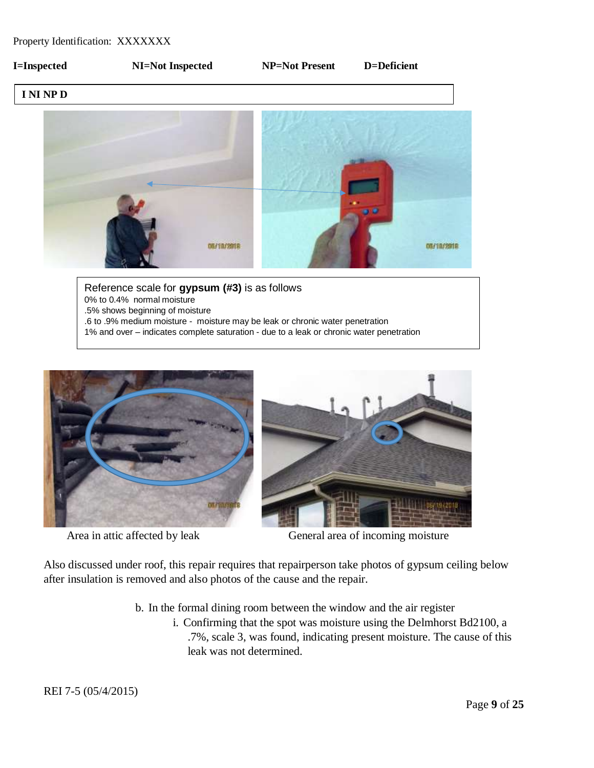Property Identification: XXXXXXX

**I=Inspected** **NI=Not Inspected** **NP=Not Present** **D=Deficient**

**I NI NP D**

Reference scale for **gypsum (#3)** is as follows
0% to 0.4% normal moisture
.5% shows beginning of moisture
.6 to .9% medium moisture - moisture may be leak or chronic water penetration
1% and over – indicates complete saturation - due to a leak or chronic water penetration

Area in attic affected by leak

General area of incoming moisture

Also discussed under roof, this repair requires that repairperson take photos of gypsum ceiling below after insulation is removed and also photos of the cause and the repair.

b. In the formal dining room between the window and the air register
    i. Confirming that the spot was moisture using the Delmhorst Bd2100, a .7%, scale 3, was found, indicating present moisture. The cause of this leak was not determined.

REI 7-5 (05/4/2015)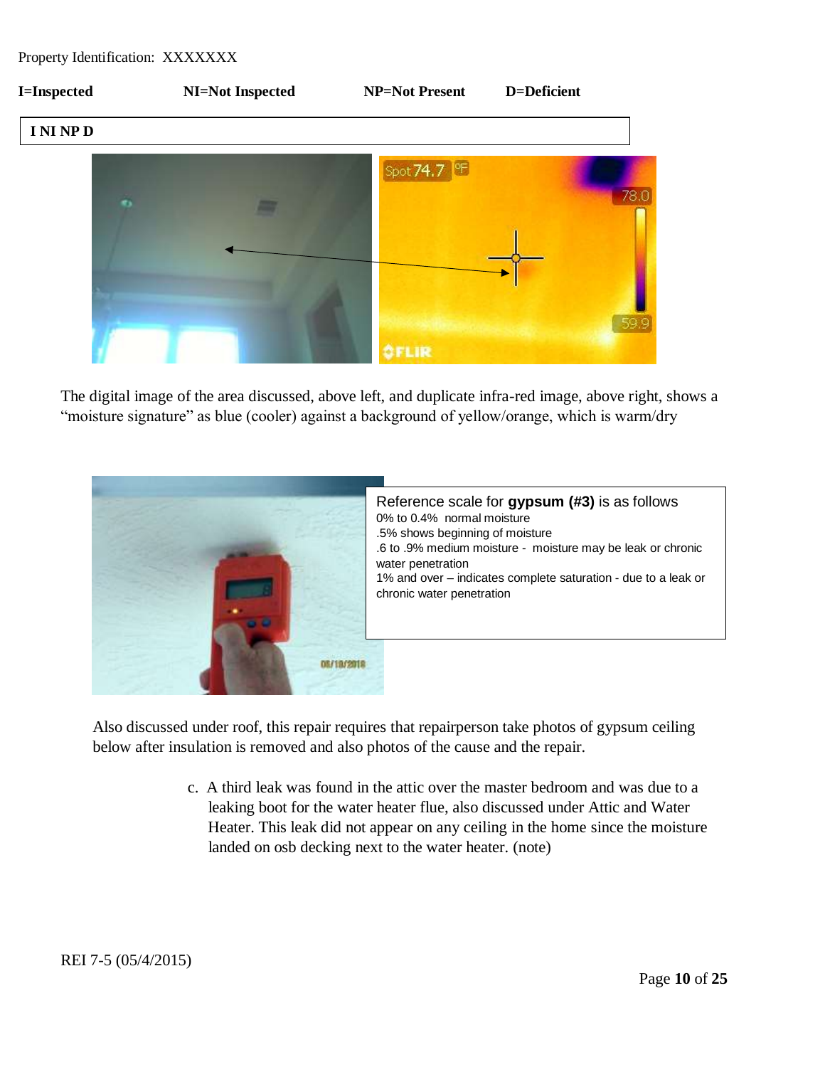Property Identification: XXXXXXX

**I=Inspected** **NI=Not Inspected** **NP=Not Present** **D=Deficient**

| I NI NP D |
|---|

The digital image of the area discussed, above left, and duplicate infra-red image, above right, shows a “moisture signature” as blue (cooler) against a background of yellow/orange, which is warm/dry

Reference scale for **gypsum (#3)** is as follows
0% to 0.4% normal moisture
.5% shows beginning of moisture
.6 to .9% medium moisture - moisture may be leak or chronic water penetration
1% and over – indicates complete saturation - due to a leak or chronic water penetration

Also discussed under roof, this repair requires that repairperson take photos of gypsum ceiling below after insulation is removed and also photos of the cause and the repair.

c. A third leak was found in the attic over the master bedroom and was due to a leaking boot for the water heater flue, also discussed under Attic and Water Heater. This leak did not appear on any ceiling in the home since the moisture landed on osb decking next to the water heater. (note)

REI 7-5 (05/4/2015)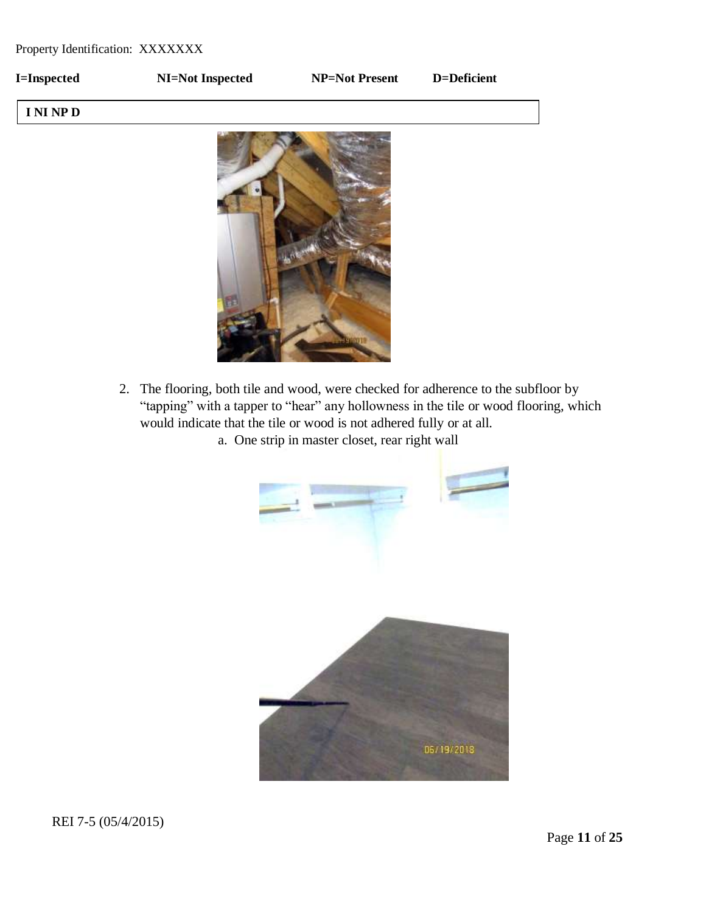Property Identification: XXXXXXX

**I=Inspected** **NI=Not Inspected** **NP=Not Present** **D=Deficient**

| I NI NP D |
|---|

2. The flooring, both tile and wood, were checked for adherence to the subfloor by "tapping" with a tapper to "hear" any hollowness in the tile or wood flooring, which would indicate that the tile or wood is not adhered fully or at all.
    a. One strip in master closet, rear right wall

REI 7-5 (05/4/2015)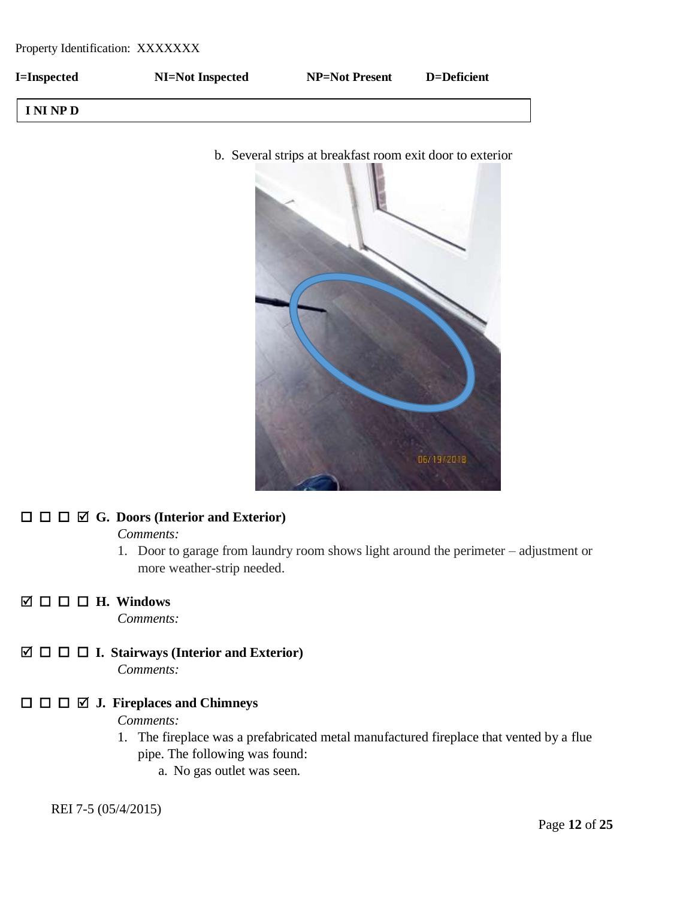Property Identification: XXXXXXX

**I=Inspected** **NI=Not Inspected** **NP=Not Present** **D=Deficient**

**I NI NP D**

b. Several strips at breakfast room exit door to exterior

☐ ☐ ☐ ☑ **G. Doors (Interior and Exterior)**

*Comments:*

1. Door to garage from laundry room shows light around the perimeter – adjustment or more weather-strip needed.

☑ ☐ ☐ ☐ **H. Windows**

*Comments:*

☑ ☐ ☐ ☐ **I. Stairways (Interior and Exterior)**

*Comments:*

☐ ☐ ☐ ☑ **J. Fireplaces and Chimneys**

*Comments:*

1. The fireplace was a prefabricated metal manufactured fireplace that vented by a flue pipe. The following was found:
    a. No gas outlet was seen.

REI 7-5 (05/4/2015)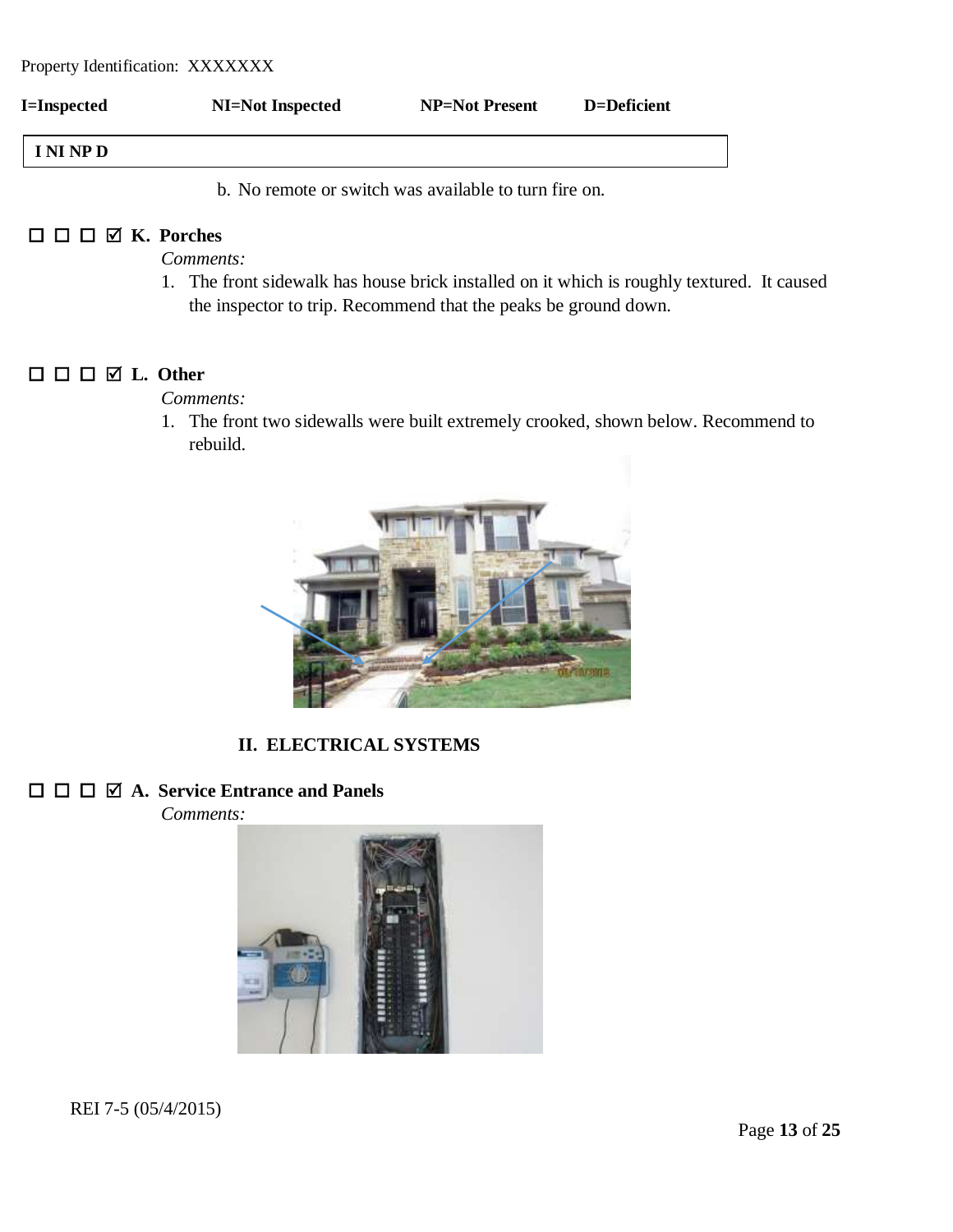Property Identification: XXXXXXX

**I=Inspected** **NI=Not Inspected** **NP=Not Present** **D=Deficient**

**I NI NP D**

b. No remote or switch was available to turn fire on.

☐ ☐ ☐ ☑ **K. Porches**

*Comments:*

1. The front sidewalk has house brick installed on it which is roughly textured. It caused the inspector to trip. Recommend that the peaks be ground down.

☐ ☐ ☐ ☑ **L. Other**

*Comments:*

1. The front two sidewalls were built extremely crooked, shown below. Recommend to rebuild.

## II. ELECTRICAL SYSTEMS

☐ ☐ ☐ ☑ **A. Service Entrance and Panels**

*Comments:*

REI 7-5 (05/4/2015)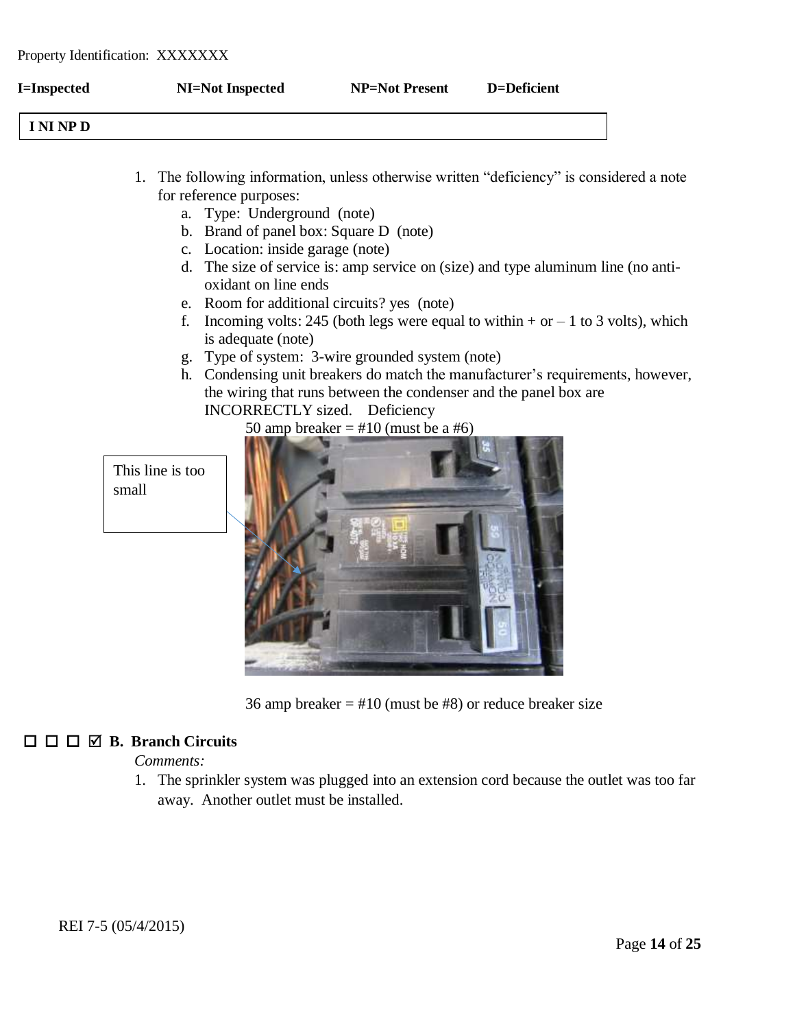Property Identification: XXXXXXX

**I=Inspected** **NI=Not Inspected** **NP=Not Present** **D=Deficient**

**I NI NP D**

1. The following information, unless otherwise written "deficiency" is considered a note for reference purposes:
   a. Type: Underground (note)
   b. Brand of panel box: Square D (note)
   c. Location: inside garage (note)
   d. The size of service is: amp service on (size) and type aluminum line (no anti-oxidant on line ends
   e. Room for additional circuits? yes (note)
   f. Incoming volts: 245 (both legs were equal to within + or – 1 to 3 volts), which is adequate (note)
   g. Type of system: 3-wire grounded system (note)
   h. Condensing unit breakers do match the manufacturer's requirements, however, the wiring that runs between the condenser and the panel box are INCORRECTLY sized. Deficiency

      50 amp breaker = #10 (must be a #6)

This line is too small

36 amp breaker = #10 (must be #8) or reduce breaker size

☐ ☐ ☐ ☑ **B. Branch Circuits**

*Comments:*

1. The sprinkler system was plugged into an extension cord because the outlet was too far away. Another outlet must be installed.

REI 7-5 (05/4/2015)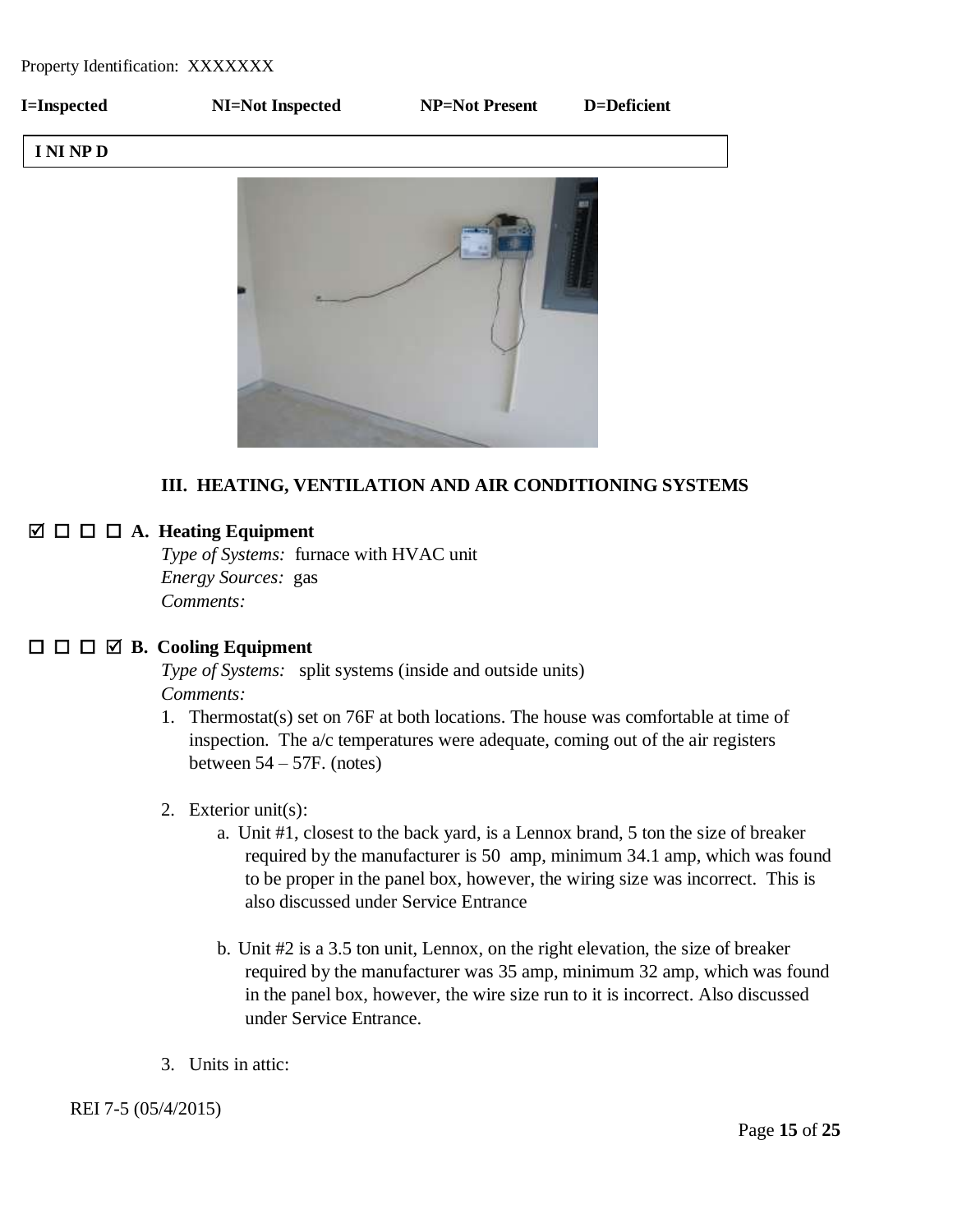Property Identification: XXXXXXX

**I=Inspected** **NI=Not Inspected** **NP=Not Present** **D=Deficient**

**I NI NP D**

### III. HEATING, VENTILATION AND AIR CONDITIONING SYSTEMS

☑ ☐ ☐ ☐ **A. Heating Equipment**

*Type of Systems:* furnace with HVAC unit
*Energy Sources:* gas
*Comments:*

☐ ☐ ☐ ☑ **B. Cooling Equipment**

*Type of Systems:* split systems (inside and outside units)
*Comments:*

1. Thermostat(s) set on 76F at both locations. The house was comfortable at time of inspection. The a/c temperatures were adequate, coming out of the air registers between 54 – 57F. (notes)

2. Exterior unit(s):
   a. Unit #1, closest to the back yard, is a Lennox brand, 5 ton the size of breaker required by the manufacturer is 50 amp, minimum 34.1 amp, which was found to be proper in the panel box, however, the wiring size was incorrect. This is also discussed under Service Entrance

   b. Unit #2 is a 3.5 ton unit, Lennox, on the right elevation, the size of breaker required by the manufacturer was 35 amp, minimum 32 amp, which was found in the panel box, however, the wire size run to it is incorrect. Also discussed under Service Entrance.

3. Units in attic:

REI 7-5 (05/4/2015)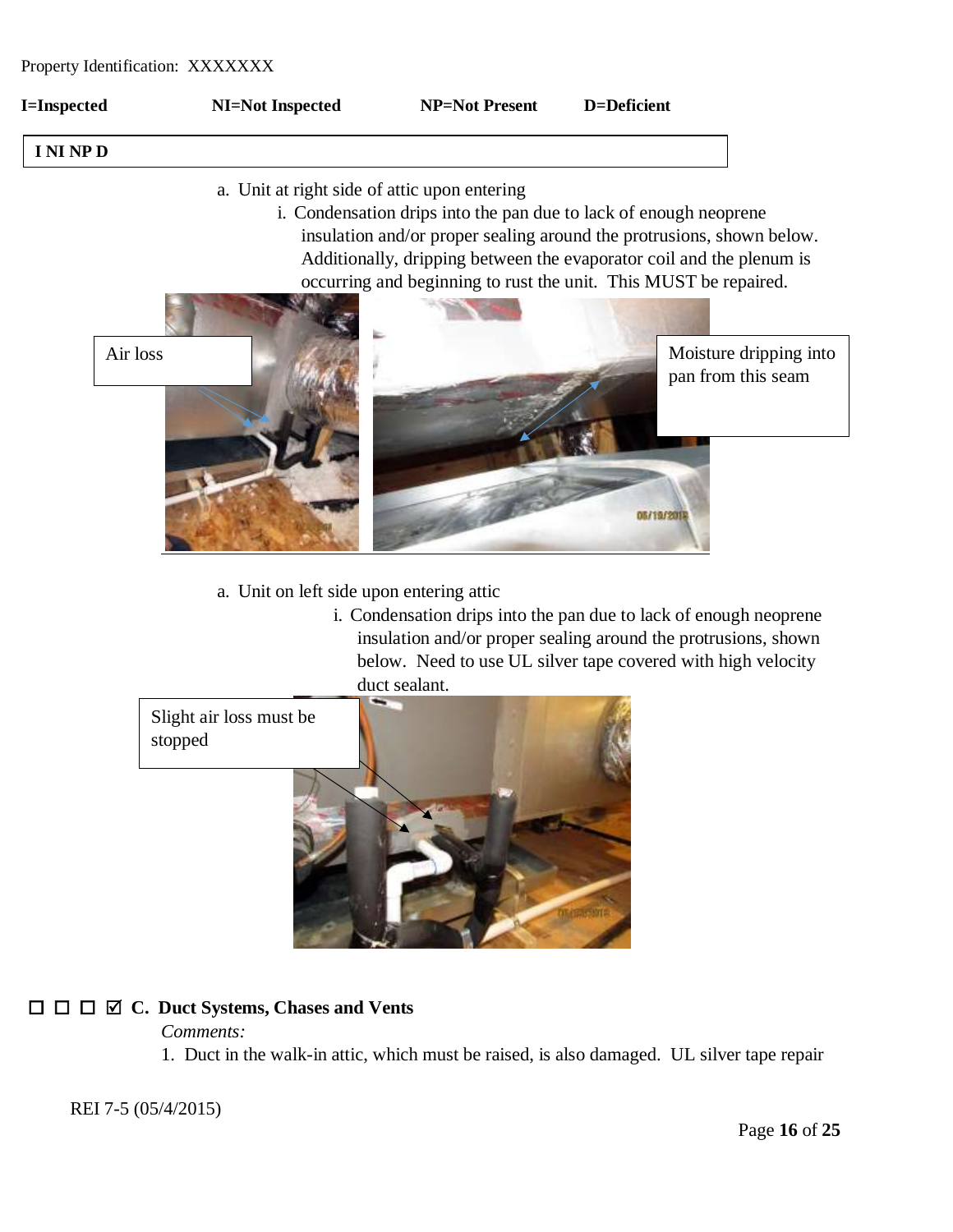Property Identification: XXXXXXX

**I=Inspected** **NI=Not Inspected** **NP=Not Present** **D=Deficient**

| **I NI NP D** |
|---|

a. Unit at right side of attic upon entering

   i. Condensation drips into the pan due to lack of enough neoprene insulation and/or proper sealing around the protrusions, shown below. Additionally, dripping between the evaporator coil and the plenum is occurring and beginning to rust the unit. This MUST be repaired.

Air loss

Moisture dripping into pan from this seam

a. Unit on left side upon entering attic

   i. Condensation drips into the pan due to lack of enough neoprene insulation and/or proper sealing around the protrusions, shown below. Need to use UL silver tape covered with high velocity duct sealant.

Slight air loss must be stopped

☐ ☐ ☐ ☑ **C. Duct Systems, Chases and Vents**

*Comments:*

1. Duct in the walk-in attic, which must be raised, is also damaged. UL silver tape repair

REI 7-5 (05/4/2015)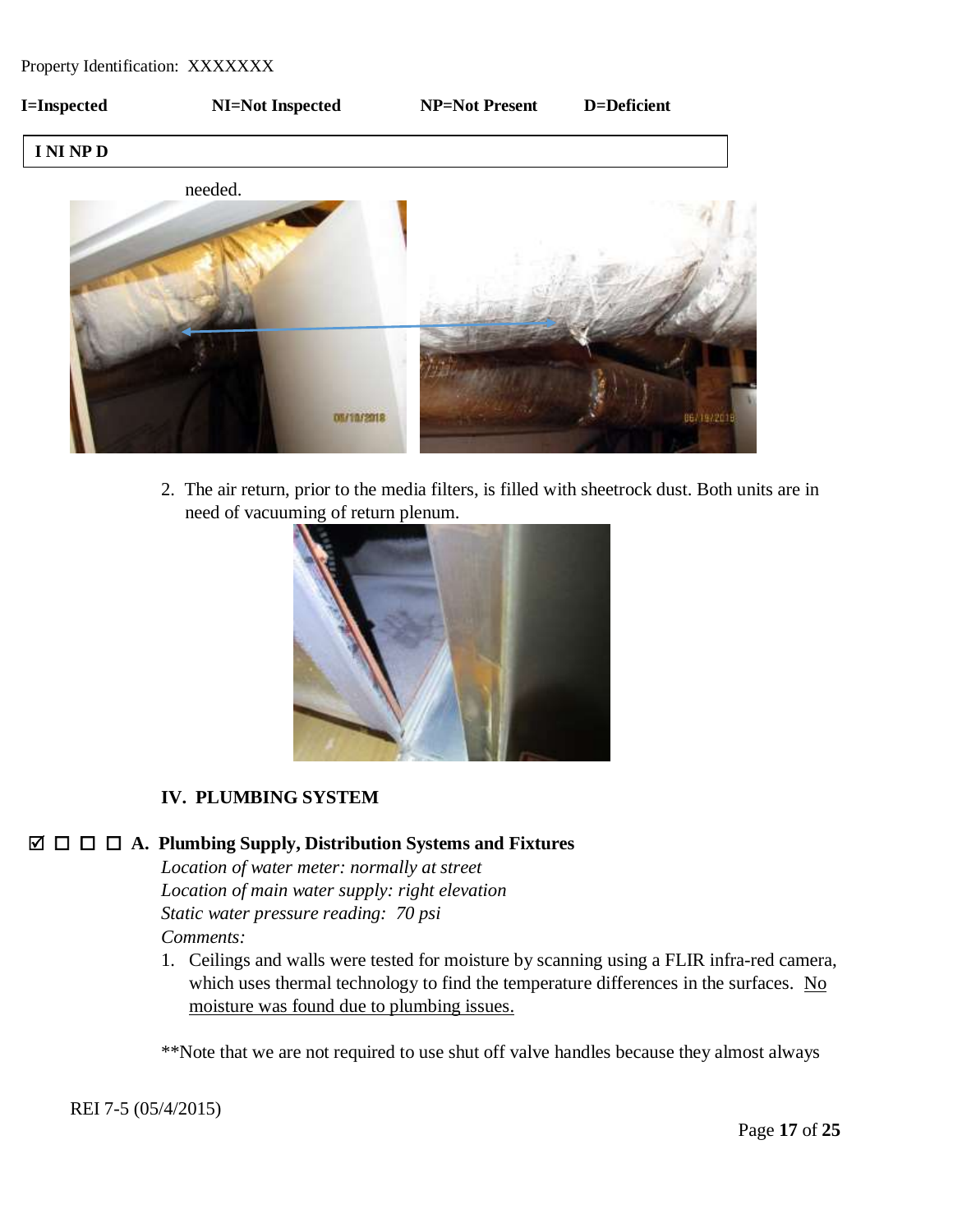Property Identification: XXXXXXX

**I=Inspected** **NI=Not Inspected** **NP=Not Present** **D=Deficient**

| **I NI NP D** |
|---|

needed.

2. The air return, prior to the media filters, is filled with sheetrock dust. Both units are in need of vacuuming of return plenum.

## IV. PLUMBING SYSTEM

☑ ☐ ☐ ☐ **A. Plumbing Supply, Distribution Systems and Fixtures**

*Location of water meter: normally at street*
*Location of main water supply: right elevation*
*Static water pressure reading: 70 psi*
*Comments:*

1. Ceilings and walls were tested for moisture by scanning using a FLIR infra-red camera, which uses thermal technology to find the temperature differences in the surfaces. <u>No moisture was found due to plumbing issues.</u>

**Note that we are not required to use shut off valve handles because they almost always

REI 7-5 (05/4/2015)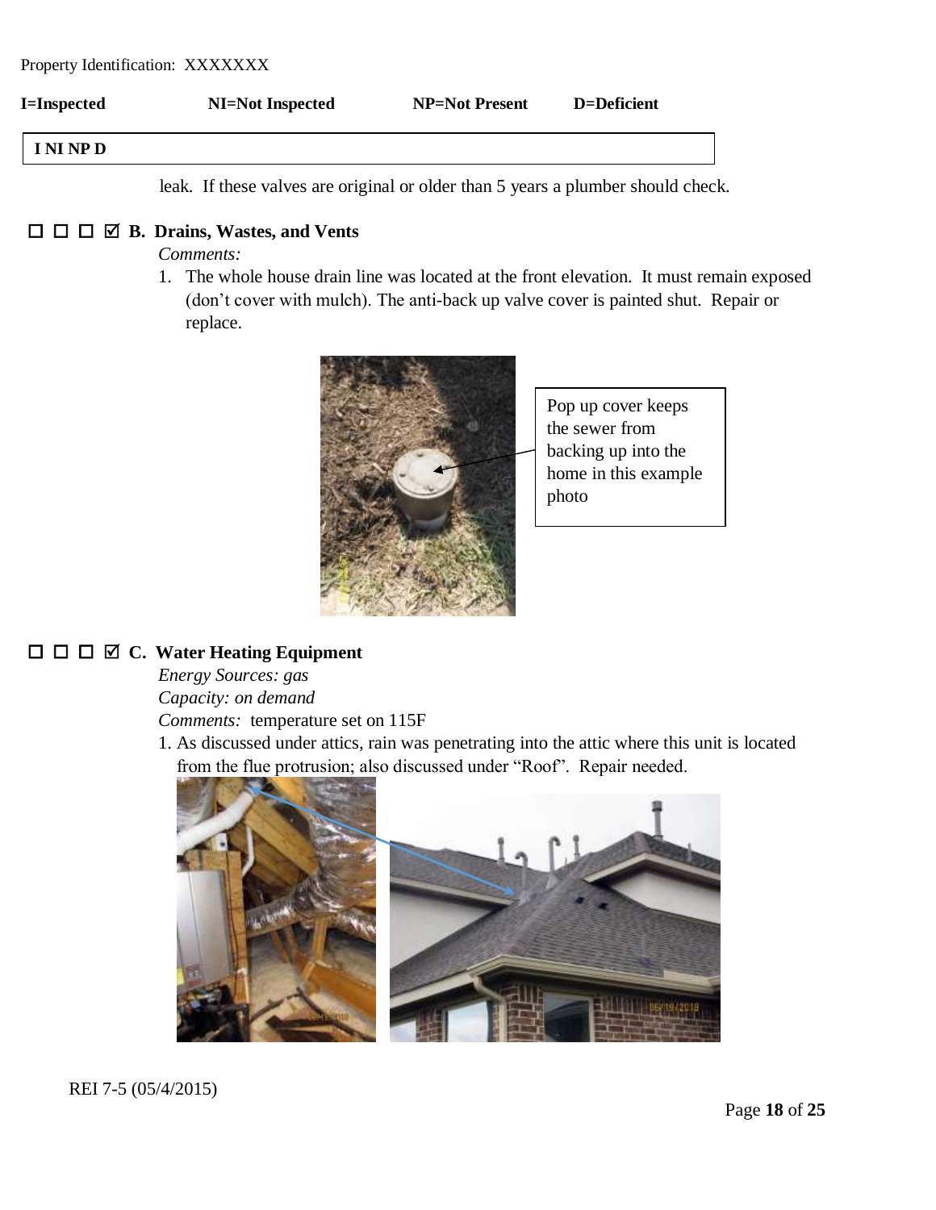Property Identification: XXXXXXX

**I=Inspected** **NI=Not Inspected** **NP=Not Present** **D=Deficient**

| I NI NP D |
|---|

leak. If these valves are original or older than 5 years a plumber should check.

☐ ☐ ☐ ☑ **B. Drains, Wastes, and Vents**

*Comments:*

1. The whole house drain line was located at the front elevation. It must remain exposed (don't cover with mulch). The anti-back up valve cover is painted shut. Repair or replace.

Pop up cover keeps the sewer from backing up into the home in this example photo

☐ ☐ ☐ ☑ **C. Water Heating Equipment**

*Energy Sources: gas*

*Capacity: on demand*

*Comments:* temperature set on 115F

1. As discussed under attics, rain was penetrating into the attic where this unit is located from the flue protrusion; also discussed under "Roof". Repair needed.

REI 7-5 (05/4/2015)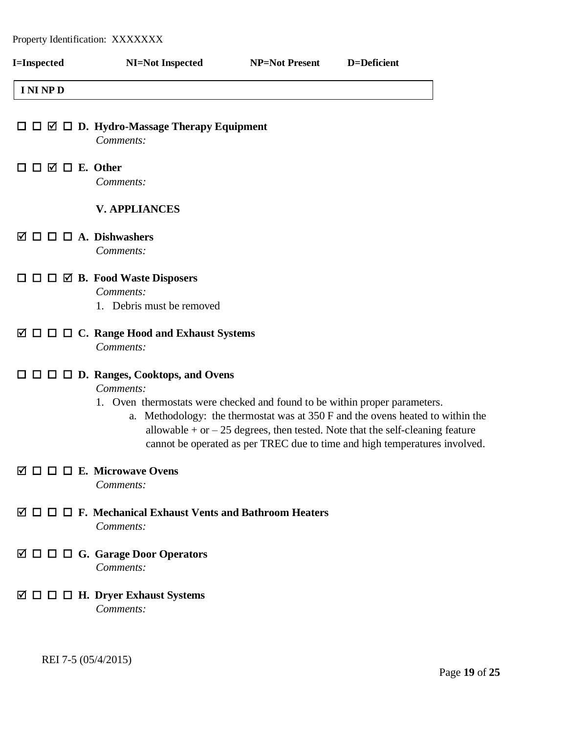Property Identification: XXXXXXX

**I=Inspected** **NI=Not Inspected** **NP=Not Present** **D=Deficient**

**I NI NP D**

☐ ☐ ☑ ☐ **D. Hydro-Massage Therapy Equipment**

*Comments:*

☐ ☐ ☑ ☐ **E. Other**

*Comments:*

**V. APPLIANCES**

☑ ☐ ☐ ☐ **A. Dishwashers**

*Comments:*

☐ ☐ ☐ ☑ **B. Food Waste Disposers**

*Comments:*

1. Debris must be removed

☑ ☐ ☐ ☐ **C. Range Hood and Exhaust Systems**

*Comments:*

☐ ☐ ☐ ☐ **D. Ranges, Cooktops, and Ovens**

*Comments:*

1. Oven thermostats were checked and found to be within proper parameters.
   a. Methodology: the thermostat was at 350 F and the ovens heated to within the allowable + or – 25 degrees, then tested. Note that the self-cleaning feature cannot be operated as per TREC due to time and high temperatures involved.

☑ ☐ ☐ ☐ **E. Microwave Ovens**

*Comments:*

☑ ☐ ☐ ☐ **F. Mechanical Exhaust Vents and Bathroom Heaters**

*Comments:*

☑ ☐ ☐ ☐ **G. Garage Door Operators**

*Comments:*

☑ ☐ ☐ ☐ **H. Dryer Exhaust Systems**

*Comments:*

REI 7-5 (05/4/2015)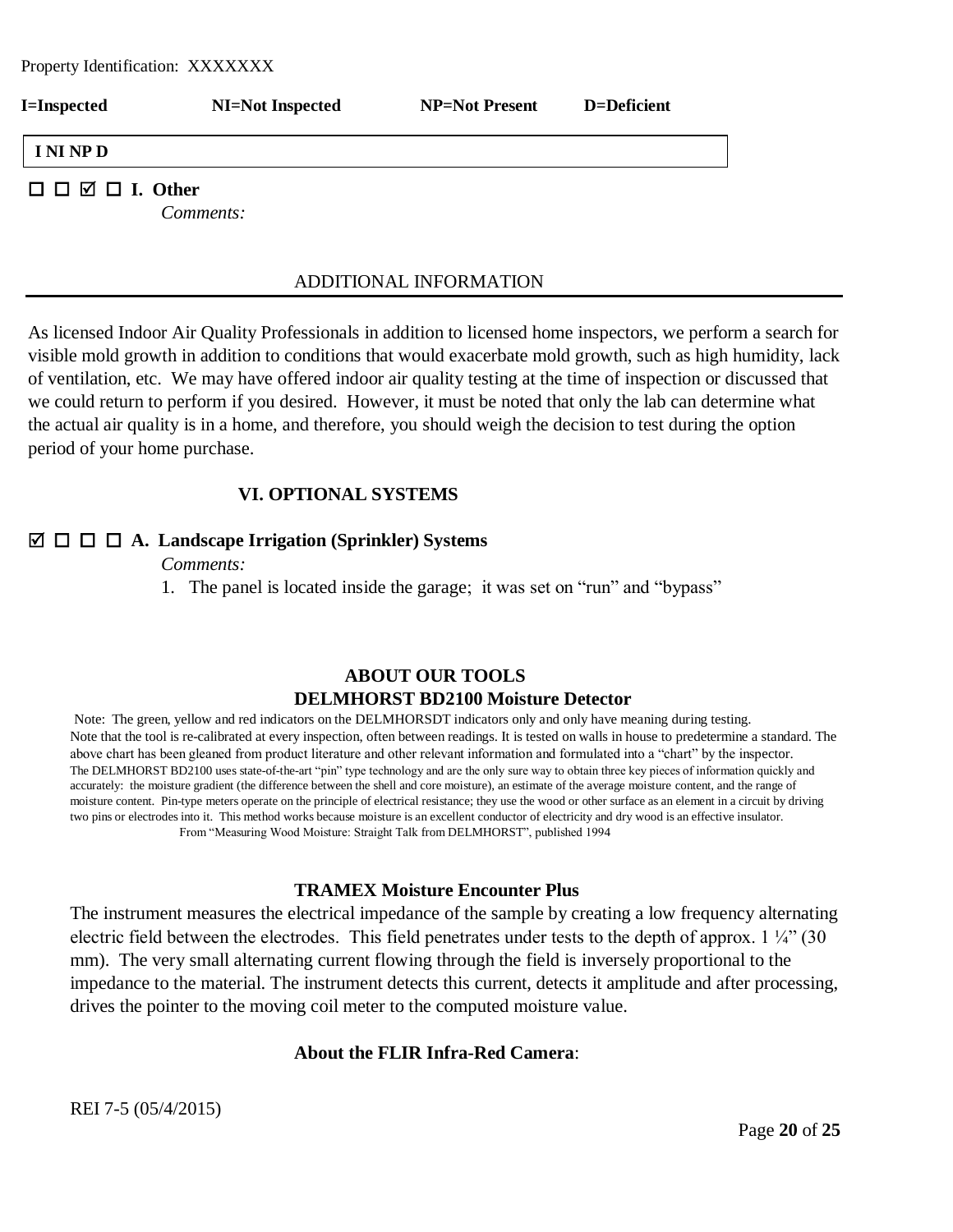Property Identification: XXXXXXX

**I=Inspected** **NI=Not Present** **NP=Not Present** **D=Deficient**

**I NI NP D**

☐ ☐ ☑ ☐ **I. Other**

*Comments:*

## ADDITIONAL INFORMATION

As licensed Indoor Air Quality Professionals in addition to licensed home inspectors, we perform a search for visible mold growth in addition to conditions that would exacerbate mold growth, such as high humidity, lack of ventilation, etc. We may have offered indoor air quality testing at the time of inspection or discussed that we could return to perform if you desired. However, it must be noted that only the lab can determine what the actual air quality is in a home, and therefore, you should weigh the decision to test during the option period of your home purchase.

## VI. OPTIONAL SYSTEMS

☑ ☐ ☐ ☐ **A. Landscape Irrigation (Sprinkler) Systems**

*Comments:*

1. The panel is located inside the garage; it was set on "run" and "bypass"

## ABOUT OUR TOOLS

### DELMHORST BD2100 Moisture Detector

Note: The green, yellow and red indicators on the DELMHORSDT indicators only and only have meaning during testing. Note that the tool is re-calibrated at every inspection, often between readings. It is tested on walls in house to predetermine a standard. The above chart has been gleaned from product literature and other relevant information and formulated into a "chart" by the inspector. The DELMHORST BD2100 uses state-of-the-art "pin" type technology and are the only sure way to obtain three key pieces of information quickly and accurately: the moisture gradient (the difference between the shell and core moisture), an estimate of the average moisture content, and the range of moisture content. Pin-type meters operate on the principle of electrical resistance; they use the wood or other surface as an element in a circuit by driving two pins or electrodes into it. This method works because moisture is an excellent conductor of electricity and dry wood is an effective insulator.

From "Measuring Wood Moisture: Straight Talk from DELMHORST", published 1994

### TRAMEX Moisture Encounter Plus

The instrument measures the electrical impedance of the sample by creating a low frequency alternating electric field between the electrodes. This field penetrates under tests to the depth of approx. 1 ¼" (30 mm). The very small alternating current flowing through the field is inversely proportional to the impedance to the material. The instrument detects this current, detects it amplitude and after processing, drives the pointer to the moving coil meter to the computed moisture value.

**About the FLIR Infra-Red Camera**:

REI 7-5 (05/4/2015)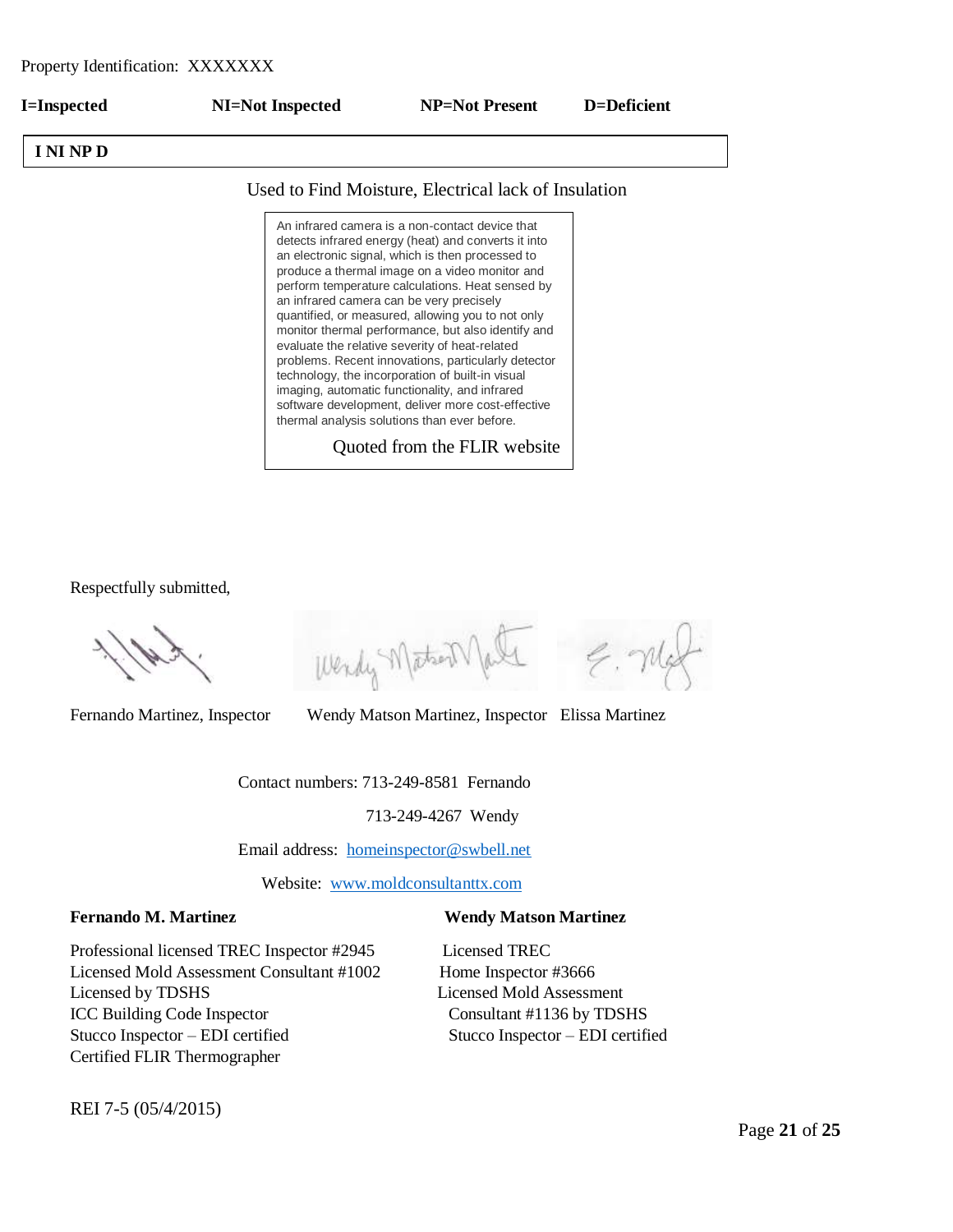Property Identification: XXXXXXX

**I=Inspected** **NI=Not Inspected** **NP=Not Present** **D=Deficient**

| **I NI NP D** |
|---|

Used to Find Moisture, Electrical lack of Insulation

> An infrared camera is a non-contact device that detects infrared energy (heat) and converts it into an electronic signal, which is then processed to produce a thermal image on a video monitor and perform temperature calculations. Heat sensed by an infrared camera can be very precisely quantified, or measured, allowing you to not only monitor thermal performance, but also identify and evaluate the relative severity of heat-related problems. Recent innovations, particularly detector technology, the incorporation of built-in visual imaging, automatic functionality, and infrared software development, deliver more cost-effective thermal analysis solutions than ever before.
>
> Quoted from the FLIR website

Respectfully submitted,

Fernando Martinez, Inspector Wendy Matson Martinez, Inspector Elissa Martinez

Contact numbers: 713-249-8581 Fernando

713-249-4267 Wendy

Email address: homeinspector@swbell.net

Website: www.moldconsultanttx.com

**Fernando M. Martinez**

Professional licensed TREC Inspector #2945
Licensed Mold Assessment Consultant #1002
Licensed by TDSHS
ICC Building Code Inspector
Stucco Inspector – EDI certified
Certified FLIR Thermographer

**Wendy Matson Martinez**

Licensed TREC
Home Inspector #3666
Licensed Mold Assessment
Consultant #1136 by TDSHS
Stucco Inspector – EDI certified

REI 7-5 (05/4/2015)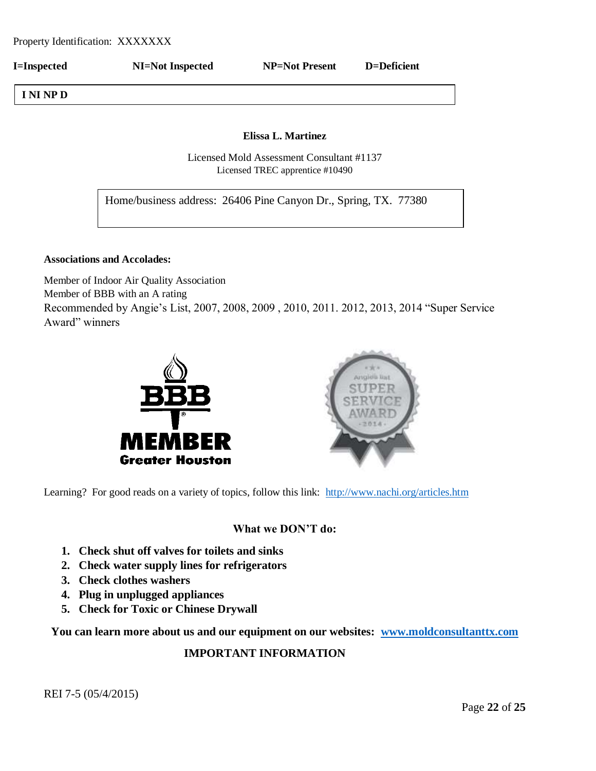Property Identification: XXXXXXX

**I=Inspected** **NI=Not Inspected** **NP=Not Present** **D=Deficient**

**I NI NP D**

**Elissa L. Martinez**

Licensed Mold Assessment Consultant #1137
Licensed TREC apprentice #10490

Home/business address: 26406 Pine Canyon Dr., Spring, TX. 77380

**Associations and Accolades:**

Member of Indoor Air Quality Association
Member of BBB with an A rating
Recommended by Angie's List, 2007, 2008, 2009 , 2010, 2011. 2012, 2013, 2014 "Super Service Award" winners

Learning? For good reads on a variety of topics, follow this link: [http://www.nachi.org/articles.htm](http://www.nachi.org/articles.htm)

**What we DON'T do:**

1. **Check shut off valves for toilets and sinks**
2. **Check water supply lines for refrigerators**
3. **Check clothes washers**
4. **Plug in unplugged appliances**
5. **Check for Toxic or Chinese Drywall**

**You can learn more about us and our equipment on our websites: [www.moldconsultanttx.com](http://www.moldconsultanttx.com)**

**IMPORTANT INFORMATION**

REI 7-5 (05/4/2015)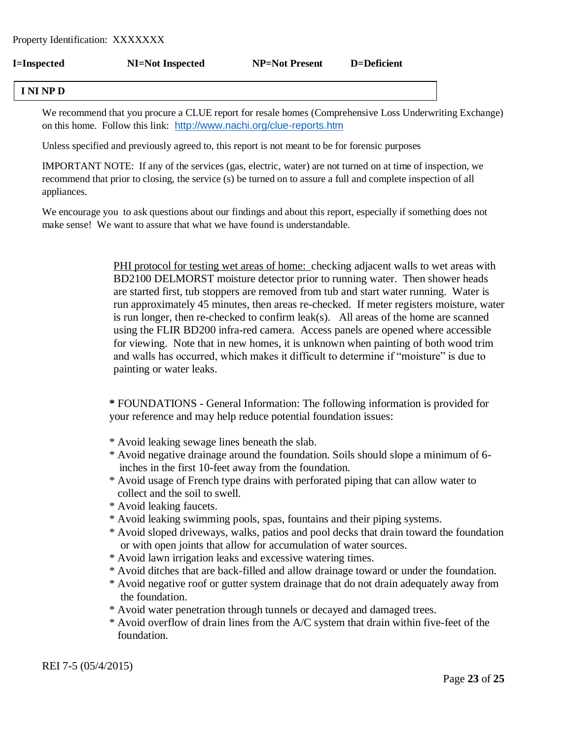Property Identification: XXXXXXX

**I=Inspected** **NI=Not Inspected** **NP=Not Present** **D=Deficient**

| **I NI NP D** |
|---|

We recommend that you procure a CLUE report for resale homes (Comprehensive Loss Underwriting Exchange) on this home. Follow this link: [http://www.nachi.org/clue-reports.htm](http://www.nachi.org/clue-reports.htm)

Unless specified and previously agreed to, this report is not meant to be for forensic purposes

IMPORTANT NOTE: If any of the services (gas, electric, water) are not turned on at time of inspection, we recommend that prior to closing, the service (s) be turned on to assure a full and complete inspection of all appliances.

We encourage you to ask questions about our findings and about this report, especially if something does not make sense! We want to assure that what we have found is understandable.

<u>PHI protocol for testing wet areas of home:</u> checking adjacent walls to wet areas with BD2100 DELMORST moisture detector prior to running water. Then shower heads are started first, tub stoppers are removed from tub and start water running. Water is run approximately 45 minutes, then areas re-checked. If meter registers moisture, water is run longer, then re-checked to confirm leak(s). All areas of the home are scanned using the FLIR BD200 infra-red camera. Access panels are opened where accessible for viewing. Note that in new homes, it is unknown when painting of both wood trim and walls has occurred, which makes it difficult to determine if "moisture" is due to painting or water leaks.

**\*** FOUNDATIONS - General Information: The following information is provided for your reference and may help reduce potential foundation issues:

* Avoid leaking sewage lines beneath the slab.
* Avoid negative drainage around the foundation. Soils should slope a minimum of 6-inches in the first 10-feet away from the foundation.
* Avoid usage of French type drains with perforated piping that can allow water to collect and the soil to swell.
* Avoid leaking faucets.
* Avoid leaking swimming pools, spas, fountains and their piping systems.
* Avoid sloped driveways, walks, patios and pool decks that drain toward the foundation or with open joints that allow for accumulation of water sources.
* Avoid lawn irrigation leaks and excessive watering times.
* Avoid ditches that are back-filled and allow drainage toward or under the foundation.
* Avoid negative roof or gutter system drainage that do not drain adequately away from the foundation.
* Avoid water penetration through tunnels or decayed and damaged trees.
* Avoid overflow of drain lines from the A/C system that drain within five-feet of the foundation.

REI 7-5 (05/4/2015)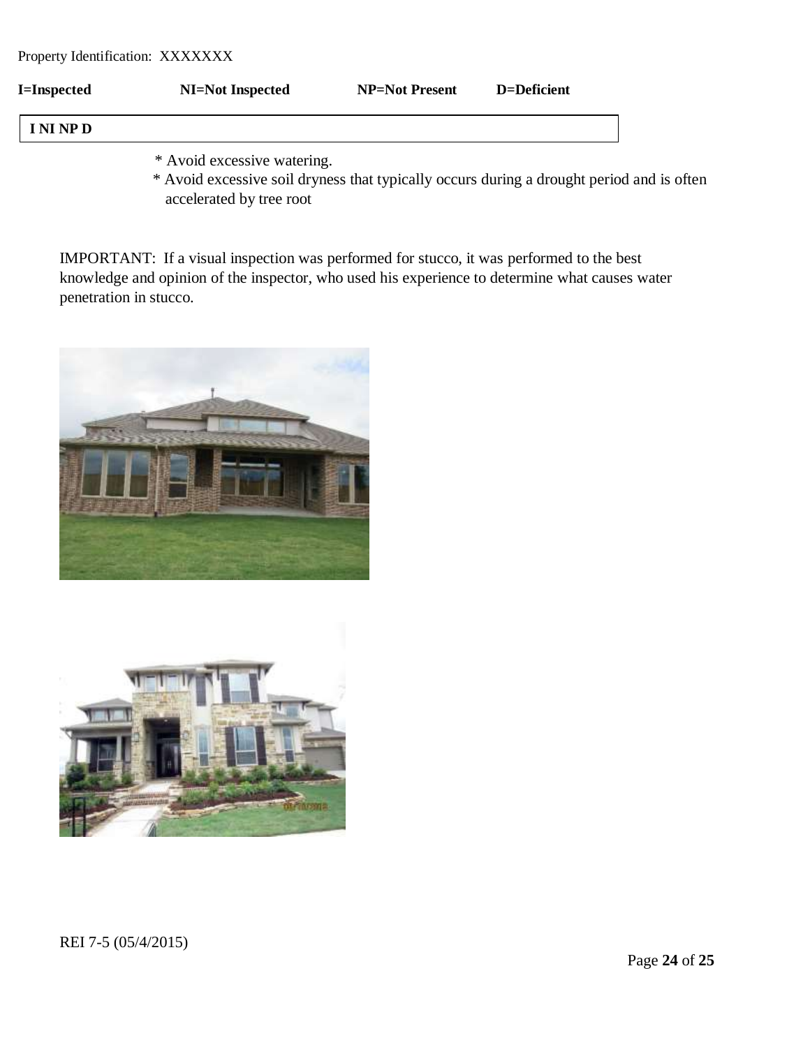Property Identification: XXXXXXX

**I=Inspected** **NI=Not Inspected** **NP=Not Present** **D=Deficient**

| **I NI NP D** |
|---|

* Avoid excessive watering.
* Avoid excessive soil dryness that typically occurs during a drought period and is often accelerated by tree root

IMPORTANT: If a visual inspection was performed for stucco, it was performed to the best knowledge and opinion of the inspector, who used his experience to determine what causes water penetration in stucco.

REI 7-5 (05/4/2015)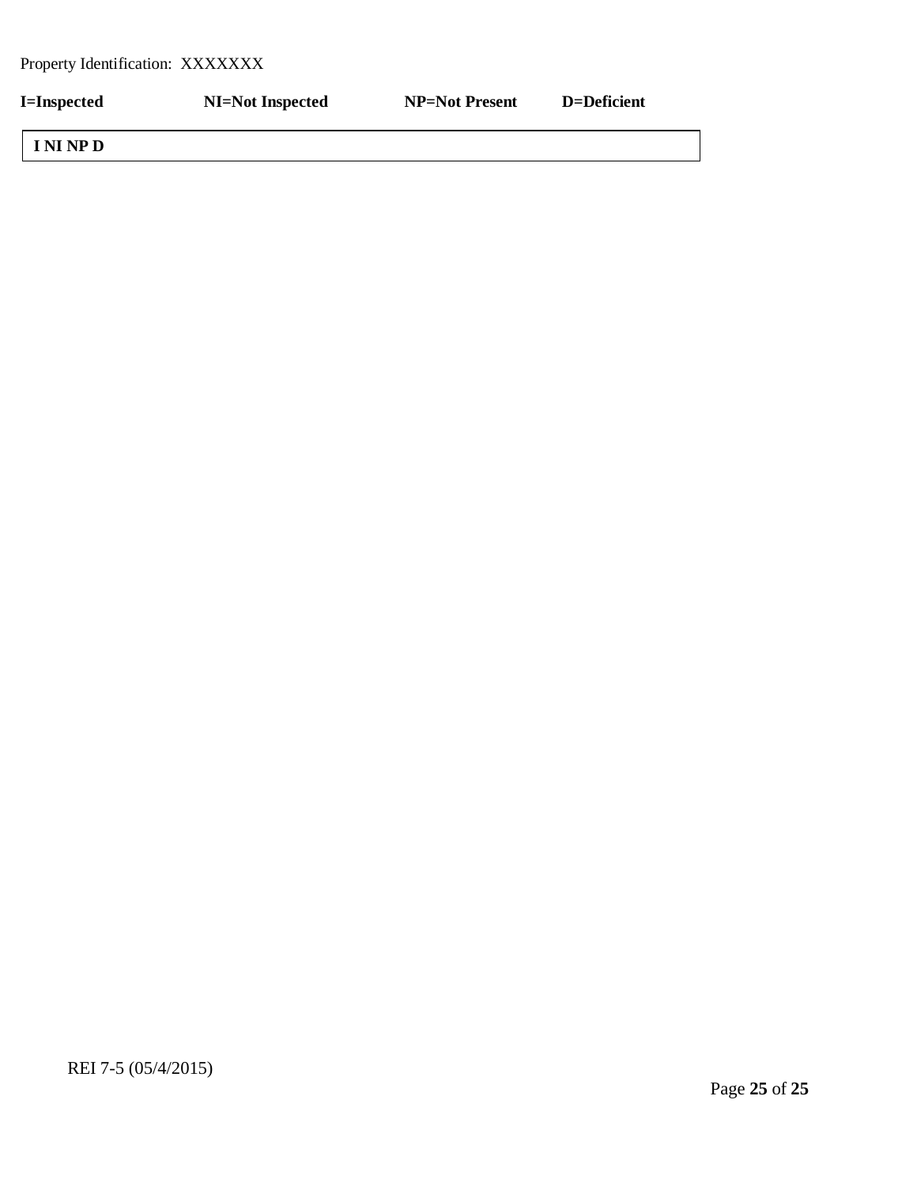Property Identification: XXXXXXX

**I=Inspected** **NI=Not Inspected** **NP=Not Present** **D=Deficient**

| I NI NP D |
| --- |